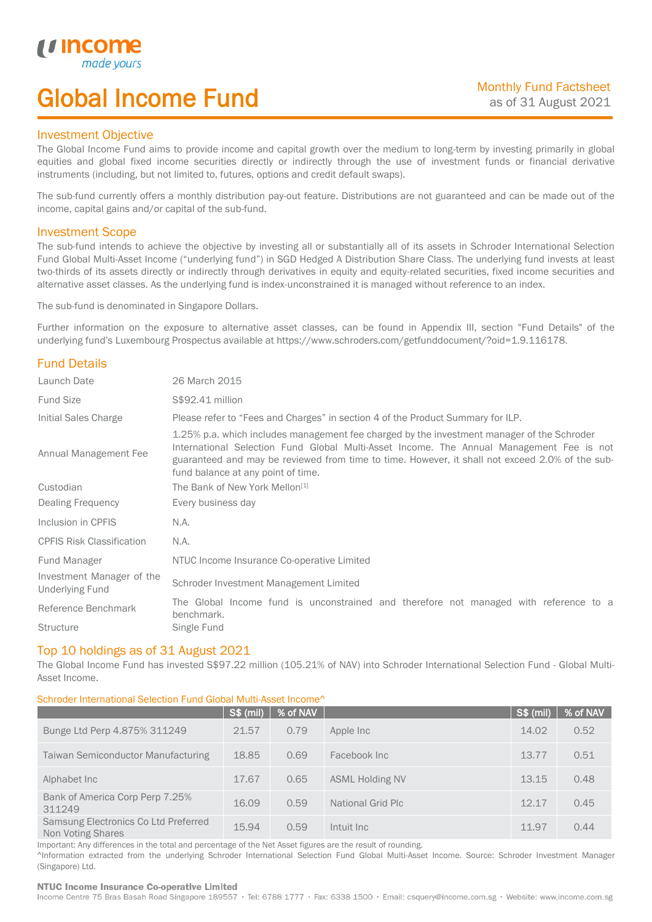income
*made yours*

# Global Income Fund

Monthly Fund Factsheet
as of 31 August 2021

## Investment Objective

The Global Income Fund aims to provide income and capital growth over the medium to long-term by investing primarily in global equities and global fixed income securities directly or indirectly through the use of investment funds or financial derivative instruments (including, but not limited to, futures, options and credit default swaps).

The sub-fund currently offers a monthly distribution pay-out feature. Distributions are not guaranteed and can be made out of the income, capital gains and/or capital of the sub-fund.

## Investment Scope

The sub-fund intends to achieve the objective by investing all or substantially all of its assets in Schroder International Selection Fund Global Multi-Asset Income ("underlying fund") in SGD Hedged A Distribution Share Class. The underlying fund invests at least two-thirds of its assets directly or indirectly through derivatives in equity and equity-related securities, fixed income securities and alternative asset classes. As the underlying fund is index-unconstrained it is managed without reference to an index.

The sub-fund is denominated in Singapore Dollars.

Further information on the exposure to alternative asset classes, can be found in Appendix III, section "Fund Details" of the underlying fund's Luxembourg Prospectus available at https://www.schroders.com/getfunddocument/?oid=1.9.116178.

## Fund Details

| | |
|---|---|
| Launch Date | 26 March 2015 |
| Fund Size | S$92.41 million |
| Initial Sales Charge | Please refer to "Fees and Charges" in section 4 of the Product Summary for ILP. |
| Annual Management Fee | 1.25% p.a. which includes management fee charged by the investment manager of the Schroder International Selection Fund Global Multi-Asset Income. The Annual Management Fee is not guaranteed and may be reviewed from time to time. However, it shall not exceed 2.0% of the sub-fund balance at any point of time. |
| Custodian | The Bank of New York Mellon[1] |
| Dealing Frequency | Every business day |
| Inclusion in CPFIS | N.A. |
| CPFIS Risk Classification | N.A. |
| Fund Manager | NTUC Income Insurance Co-operative Limited |
| Investment Manager of the Underlying Fund | Schroder Investment Management Limited |
| Reference Benchmark | The Global Income fund is unconstrained and therefore not managed with reference to a benchmark. |
| Structure | Single Fund |

## Top 10 holdings as of 31 August 2021

The Global Income Fund has invested S$97.22 million (105.21% of NAV) into Schroder International Selection Fund - Global Multi-Asset Income.

Schroder International Selection Fund Global Multi-Asset Income^

| | S$ (mil) | % of NAV | | S$ (mil) | % of NAV |
|---|---|---|---|---|---|
| Bunge Ltd Perp 4.875% 311249 | 21.57 | 0.79 | Apple Inc | 14.02 | 0.52 |
| Taiwan Semiconductor Manufacturing | 18.85 | 0.69 | Facebook Inc | 13.77 | 0.51 |
| Alphabet Inc | 17.67 | 0.65 | ASML Holding NV | 13.15 | 0.48 |
| Bank of America Corp Perp 7.25% 311249 | 16.09 | 0.59 | National Grid Plc | 12.17 | 0.45 |
| Samsung Electronics Co Ltd Preferred Non Voting Shares | 15.94 | 0.59 | Intuit Inc | 11.97 | 0.44 |

Important: Any differences in the total and percentage of the Net Asset figures are the result of rounding.
^Information extracted from the underlying Schroder International Selection Fund Global Multi-Asset Income. Source: Schroder Investment Manager (Singapore) Ltd.

**NTUC Income Insurance Co-operative Limited**
Income Centre 75 Bras Basah Road Singapore 189557 · Tel: 6788 1777 · Fax: 6338 1500 · Email: csquery@income.com.sg · Website: www.income.com.sg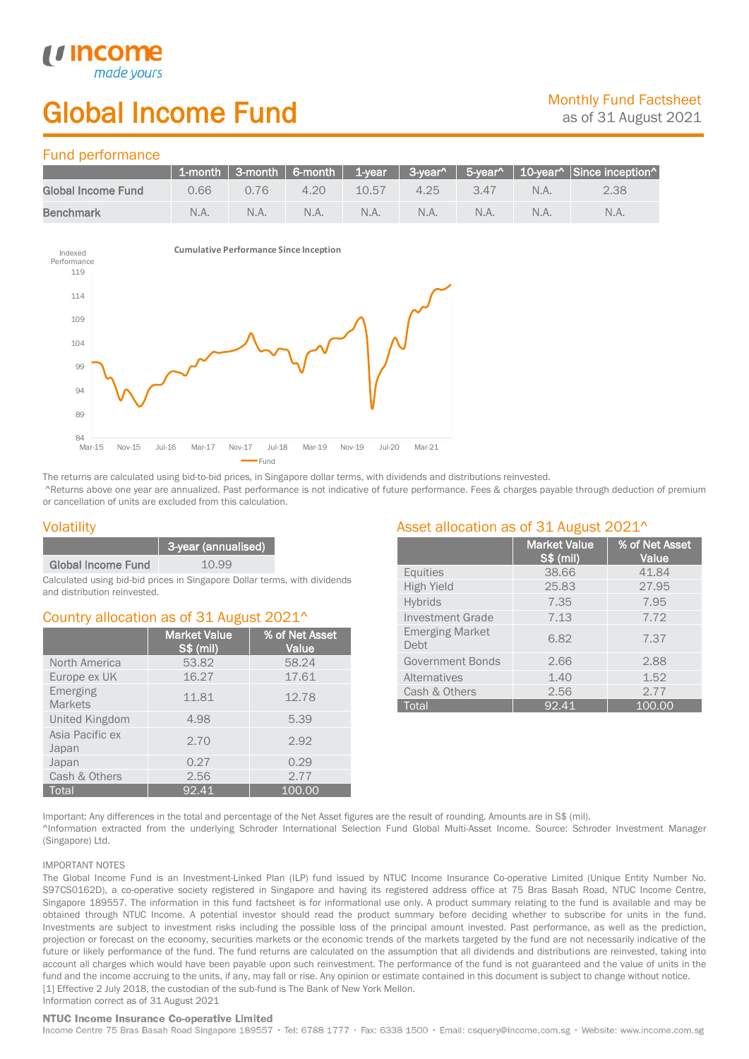income made yours

# Global Income Fund

Monthly Fund Factsheet
as of 31 August 2021

## Fund performance

| | 1-month | 3-month | 6-month | 1-year | 3-year^ | 5-year^ | 10-year^ | Since inception^ |
|---|---|---|---|---|---|---|---|---|
| **Global Income Fund** | 0.66 | 0.76 | 4.20 | 10.57 | 4.25 | 3.47 | N.A. | 2.38 |
| **Benchmark** | N.A. | N.A. | N.A. | N.A. | N.A. | N.A. | N.A. | N.A. |

Cumulative Performance Since Inception

Indexed Performance

119
114
109
104
99
94
89
84

Mar-15 Nov-15 Jul-16 Mar-17 Nov-17 Jul-18 Mar-19 Nov-19 Jul-20 Mar-21

Fund

The returns are calculated using bid-to-bid prices, in Singapore dollar terms, with dividends and distributions reinvested.
^Returns above one year are annualized. Past performance is not indicative of future performance. Fees & charges payable through deduction of premium or cancellation of units are excluded from this calculation.

## Volatility

| | 3-year (annualised) |
|---|---|
| Global Income Fund | 10.99 |

Calculated using bid-bid prices in Singapore Dollar terms, with dividends and distribution reinvested.

## Country allocation as of 31 August 2021^

| | Market Value S$ (mil) | % of Net Asset Value |
|---|---|---|
| North America | 53.82 | 58.24 |
| Europe ex UK | 16.27 | 17.61 |
| Emerging Markets | 11.81 | 12.78 |
| United Kingdom | 4.98 | 5.39 |
| Asia Pacific ex Japan | 2.70 | 2.92 |
| Japan | 0.27 | 0.29 |
| Cash & Others | 2.56 | 2.77 |
| Total | 92.41 | 100.00 |

## Asset allocation as of 31 August 2021^

| | Market Value S$ (mil) | % of Net Asset Value |
|---|---|---|
| Equities | 38.66 | 41.84 |
| High Yield | 25.83 | 27.95 |
| Hybrids | 7.35 | 7.95 |
| Investment Grade | 7.13 | 7.72 |
| Emerging Market Debt | 6.82 | 7.37 |
| Government Bonds | 2.66 | 2.88 |
| Alternatives | 1.40 | 1.52 |
| Cash & Others | 2.56 | 2.77 |
| Total | 92.41 | 100.00 |

Important: Any differences in the total and percentage of the Net Asset figures are the result of rounding. Amounts are in S$ (mil).
^Information extracted from the underlying Schroder International Selection Fund Global Multi-Asset Income. Source: Schroder Investment Manager (Singapore) Ltd.

IMPORTANT NOTES
The Global Income Fund is an Investment-Linked Plan (ILP) fund issued by NTUC Income Insurance Co-operative Limited (Unique Entity Number No. S97CS0162D), a co-operative society registered in Singapore and having its registered address office at 75 Bras Basah Road, NTUC Income Centre, Singapore 189557. The information in this fund factsheet is for informational use only. A product summary relating to the fund is available and may be obtained through NTUC Income. A potential investor should read the product summary before deciding whether to subscribe for units in the fund. Investments are subject to investment risks including the possible loss of the principal amount invested. Past performance, as well as the prediction, projection or forecast on the economy, securities markets or the economic trends of the markets targeted by the fund are not necessarily indicative of the future or likely performance of the fund. The fund returns are calculated on the assumption that all dividends and distributions are reinvested, taking into account all charges which would have been payable upon such reinvestment. The performance of the fund is not guaranteed and the value of units in the fund and the income accruing to the units, if any, may fall or rise. Any opinion or estimate contained in this document is subject to change without notice.
[1] Effective 2 July 2018, the custodian of the sub-fund is The Bank of New York Mellon.
Information correct as of 31 August 2021

**NTUC Income Insurance Co-operative Limited**
Income Centre 75 Bras Basah Road Singapore 189557 · Tel: 6788 1777 · Fax: 6338 1500 · Email: csquery@income.com.sg · Website: www.income.com.sg